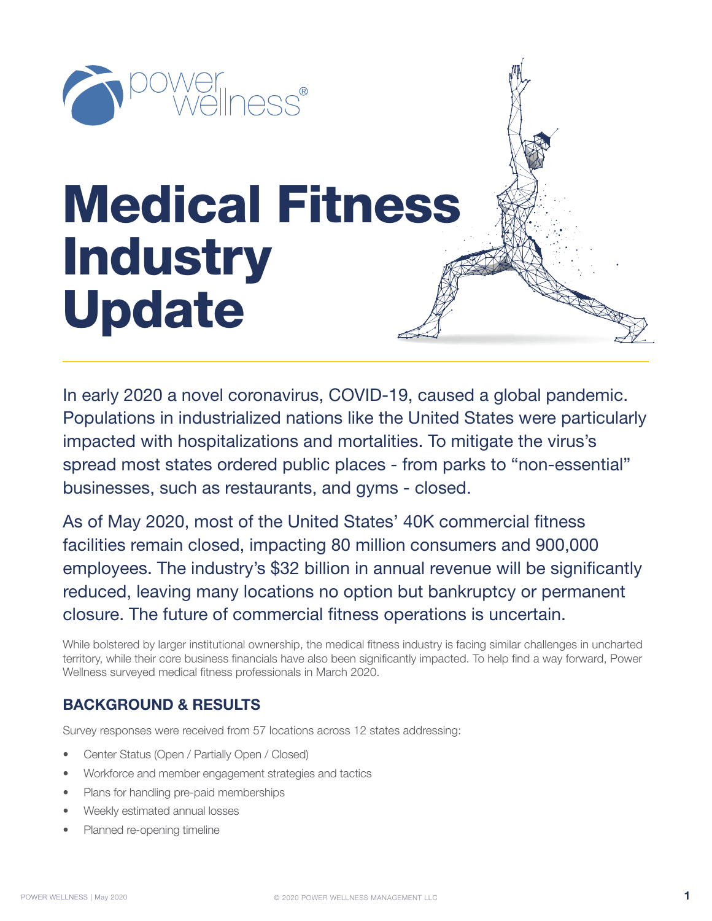power wellness®

# Medical Fitness Industry Update

In early 2020 a novel coronavirus, COVID-19, caused a global pandemic. Populations in industrialized nations like the United States were particularly impacted with hospitalizations and mortalities. To mitigate the virus's spread most states ordered public places - from parks to "non-essential" businesses, such as restaurants, and gyms - closed.

As of May 2020, most of the United States' 40K commercial fitness facilities remain closed, impacting 80 million consumers and 900,000 employees. The industry's $32 billion in annual revenue will be significantly reduced, leaving many locations no option but bankruptcy or permanent closure. The future of commercial fitness operations is uncertain.

While bolstered by larger institutional ownership, the medical fitness industry is facing similar challenges in uncharted territory, while their core business financials have also been significantly impacted. To help find a way forward, Power Wellness surveyed medical fitness professionals in March 2020.

## BACKGROUND & RESULTS

Survey responses were received from 57 locations across 12 states addressing:

- Center Status (Open / Partially Open / Closed)
- Workforce and member engagement strategies and tactics
- Plans for handling pre-paid memberships
- Weekly estimated annual losses
- Planned re-opening timeline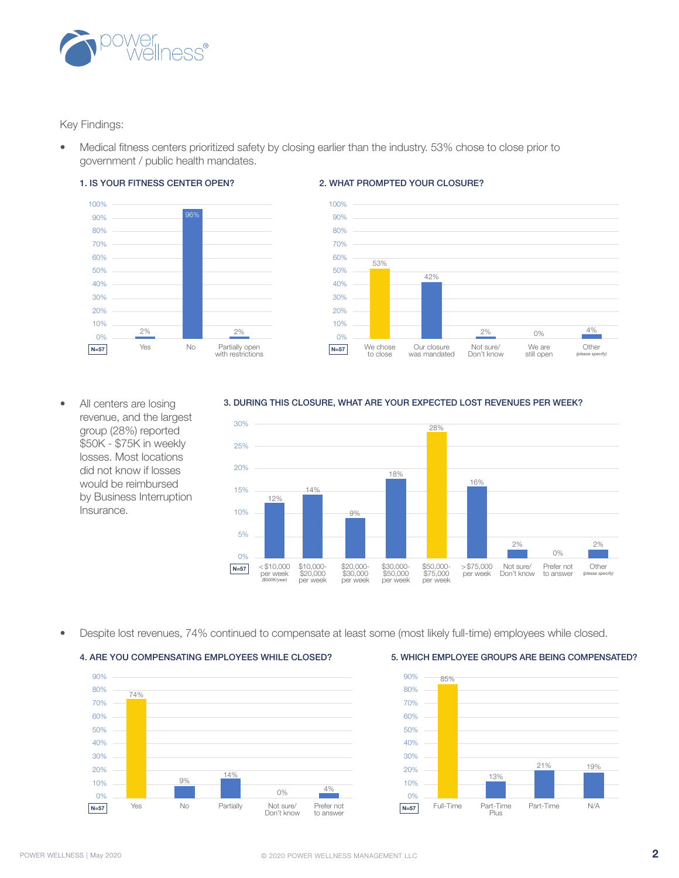Key Findings:

- Medical fitness centers prioritized safety by closing earlier than the industry. 53% chose to close prior to government / public health mandates.

### 1. IS YOUR FITNESS CENTER OPEN?

N=57

| Response | % |
|---|---|
| Yes | 2% |
| No | 96% |
| Partially open with restrictions | 2% |

### 2. WHAT PROMPTED YOUR CLOSURE?

N=57

| Response | % |
|---|---|
| We chose to close | 53% |
| Our closure was mandated | 42% |
| Not sure/ Don't know | 2% |
| We are still open | 0% |
| Other (please specify) | 4% |

- All centers are losing revenue, and the largest group (28%) reported $50K - $75K in weekly losses. Most locations did not know if losses would be reimbursed by Business Interruption Insurance.

### 3. DURING THIS CLOSURE, WHAT ARE YOUR EXPECTED LOST REVENUES PER WEEK?

N=57

| Response | % |
|---|---|
| < $10,000 per week ($500K/year) | 12% |
| $10,000-$20,000 per week | 14% |
| $20,000-$30,000 per week | 9% |
| $30,000-$50,000 per week | 18% |
| $50,000-$75,000 per week | 28% |
| > $75,000 per week | 16% |
| Not sure/ Don't know | 2% |
| Prefer not to answer | 0% |
| Other (please specify) | 2% |

- Despite lost revenues, 74% continued to compensate at least some (most likely full-time) employees while closed.

### 4. ARE YOU COMPENSATING EMPLOYEES WHILE CLOSED?

N=57

| Response | % |
|---|---|
| Yes | 74% |
| No | 9% |
| Partially | 14% |
| Not sure/ Don't know | 0% |
| Prefer not to answer | 4% |

### 5. WHICH EMPLOYEE GROUPS ARE BEING COMPENSATED?

N=57

| Response | % |
|---|---|
| Full-Time | 85% |
| Part-Time Plus | 13% |
| Part-Time | 21% |
| N/A | 19% |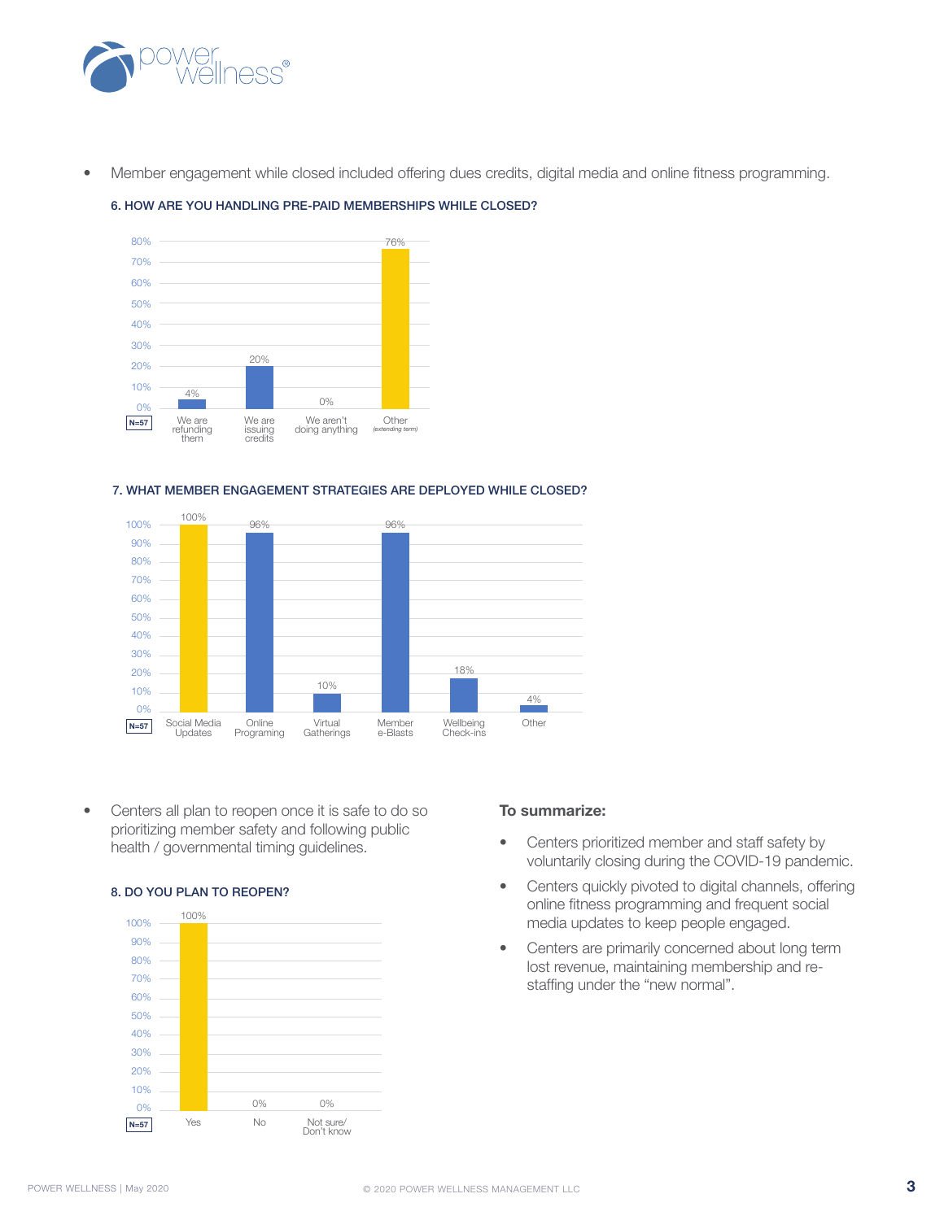- Member engagement while closed included offering dues credits, digital media and online fitness programming.

#### 6. HOW ARE YOU HANDLING PRE-PAID MEMBERSHIPS WHILE CLOSED?

N=57

| Response | Percentage |
|---|---|
| We are refunding them | 4% |
| We are issuing credits | 20% |
| We aren't doing anything | 0% |
| Other *(extending term)* | 76% |

#### 7. WHAT MEMBER ENGAGEMENT STRATEGIES ARE DEPLOYED WHILE CLOSED?

N=57

| Response | Percentage |
|---|---|
| Social Media Updates | 100% |
| Online Programing | 96% |
| Virtual Gatherings | 10% |
| Member e-Blasts | 96% |
| Wellbeing Check-ins | 18% |
| Other | 4% |

- Centers all plan to reopen once it is safe to do so prioritizing member safety and following public health / governmental timing guidelines.

#### 8. DO YOU PLAN TO REOPEN?

N=57

| Response | Percentage |
|---|---|
| Yes | 100% |
| No | 0% |
| Not sure/ Don't know | 0% |

**To summarize:**

- Centers prioritized member and staff safety by voluntarily closing during the COVID-19 pandemic.
- Centers quickly pivoted to digital channels, offering online fitness programming and frequent social media updates to keep people engaged.
- Centers are primarily concerned about long term lost revenue, maintaining membership and re-staffing under the "new normal".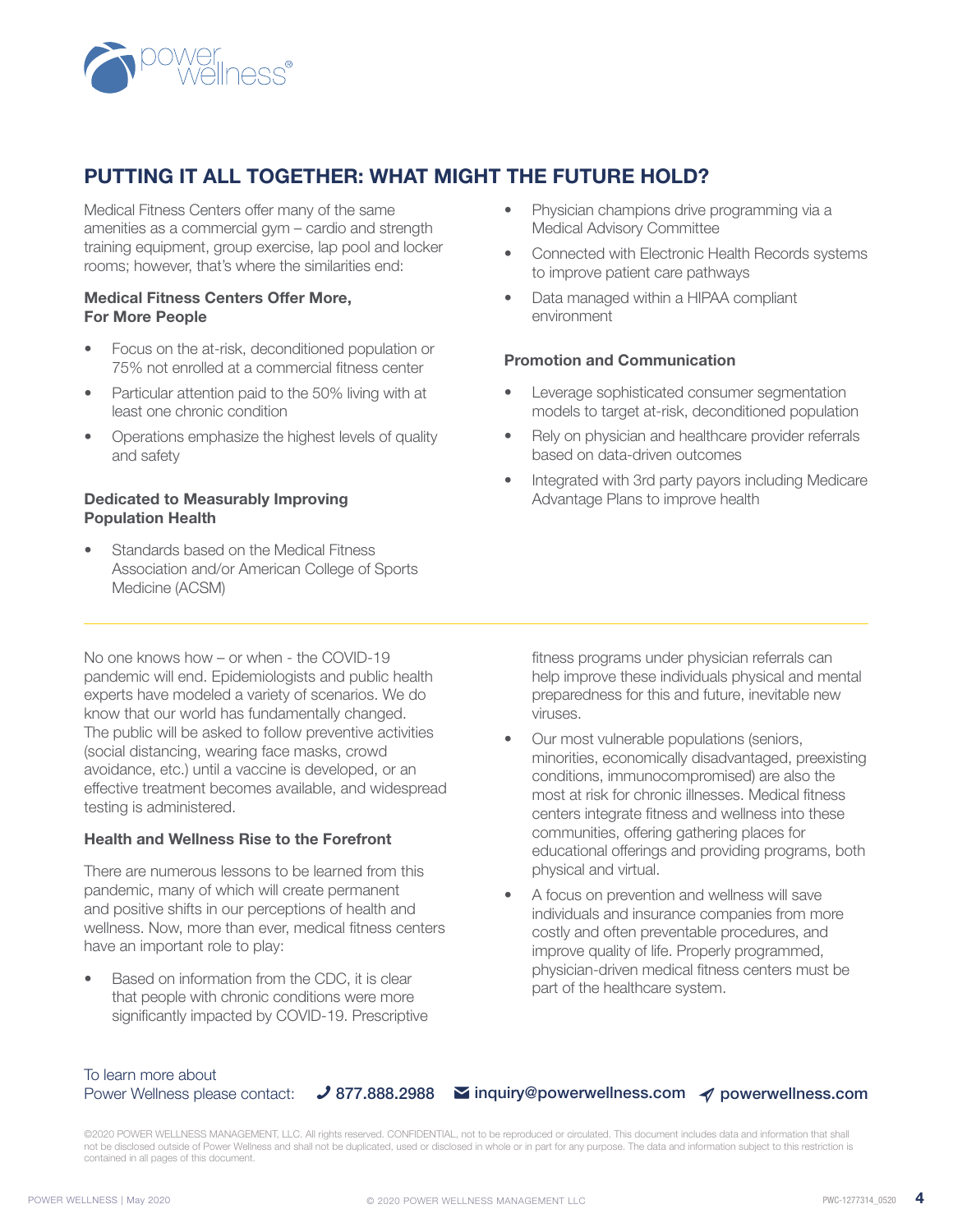## PUTTING IT ALL TOGETHER: WHAT MIGHT THE FUTURE HOLD?

Medical Fitness Centers offer many of the same amenities as a commercial gym – cardio and strength training equipment, group exercise, lap pool and locker rooms; however, that's where the similarities end:

**Medical Fitness Centers Offer More, For More People**

- Focus on the at-risk, deconditioned population or 75% not enrolled at a commercial fitness center
- Particular attention paid to the 50% living with at least one chronic condition
- Operations emphasize the highest levels of quality and safety

**Dedicated to Measurably Improving Population Health**

- Standards based on the Medical Fitness Association and/or American College of Sports Medicine (ACSM)
- Physician champions drive programming via a Medical Advisory Committee
- Connected with Electronic Health Records systems to improve patient care pathways
- Data managed within a HIPAA compliant environment

**Promotion and Communication**

- Leverage sophisticated consumer segmentation models to target at-risk, deconditioned population
- Rely on physician and healthcare provider referrals based on data-driven outcomes
- Integrated with 3rd party payors including Medicare Advantage Plans to improve health

---

No one knows how – or when - the COVID-19 pandemic will end. Epidemiologists and public health experts have modeled a variety of scenarios. We do know that our world has fundamentally changed. The public will be asked to follow preventive activities (social distancing, wearing face masks, crowd avoidance, etc.) until a vaccine is developed, or an effective treatment becomes available, and widespread testing is administered.

**Health and Wellness Rise to the Forefront**

There are numerous lessons to be learned from this pandemic, many of which will create permanent and positive shifts in our perceptions of health and wellness. Now, more than ever, medical fitness centers have an important role to play:

- Based on information from the CDC, it is clear that people with chronic conditions were more significantly impacted by COVID-19. Prescriptive fitness programs under physician referrals can help improve these individuals physical and mental preparedness for this and future, inevitable new viruses.
- Our most vulnerable populations (seniors, minorities, economically disadvantaged, preexisting conditions, immunocompromised) are also the most at risk for chronic illnesses. Medical fitness centers integrate fitness and wellness into these communities, offering gathering places for educational offerings and providing programs, both physical and virtual.
- A focus on prevention and wellness will save individuals and insurance companies from more costly and often preventable procedures, and improve quality of life. Properly programmed, physician-driven medical fitness centers must be part of the healthcare system.

To learn more about Power Wellness please contact: 877.888.2988 inquiry@powerwellness.com powerwellness.com

©2020 POWER WELLNESS MANAGEMENT, LLC. All rights reserved. CONFIDENTIAL, not to be reproduced or circulated. This document includes data and information that shall not be disclosed outside of Power Wellness and shall not be duplicated, used or disclosed in whole or in part for any purpose. The data and information subject to this restriction is contained in all pages of this document.